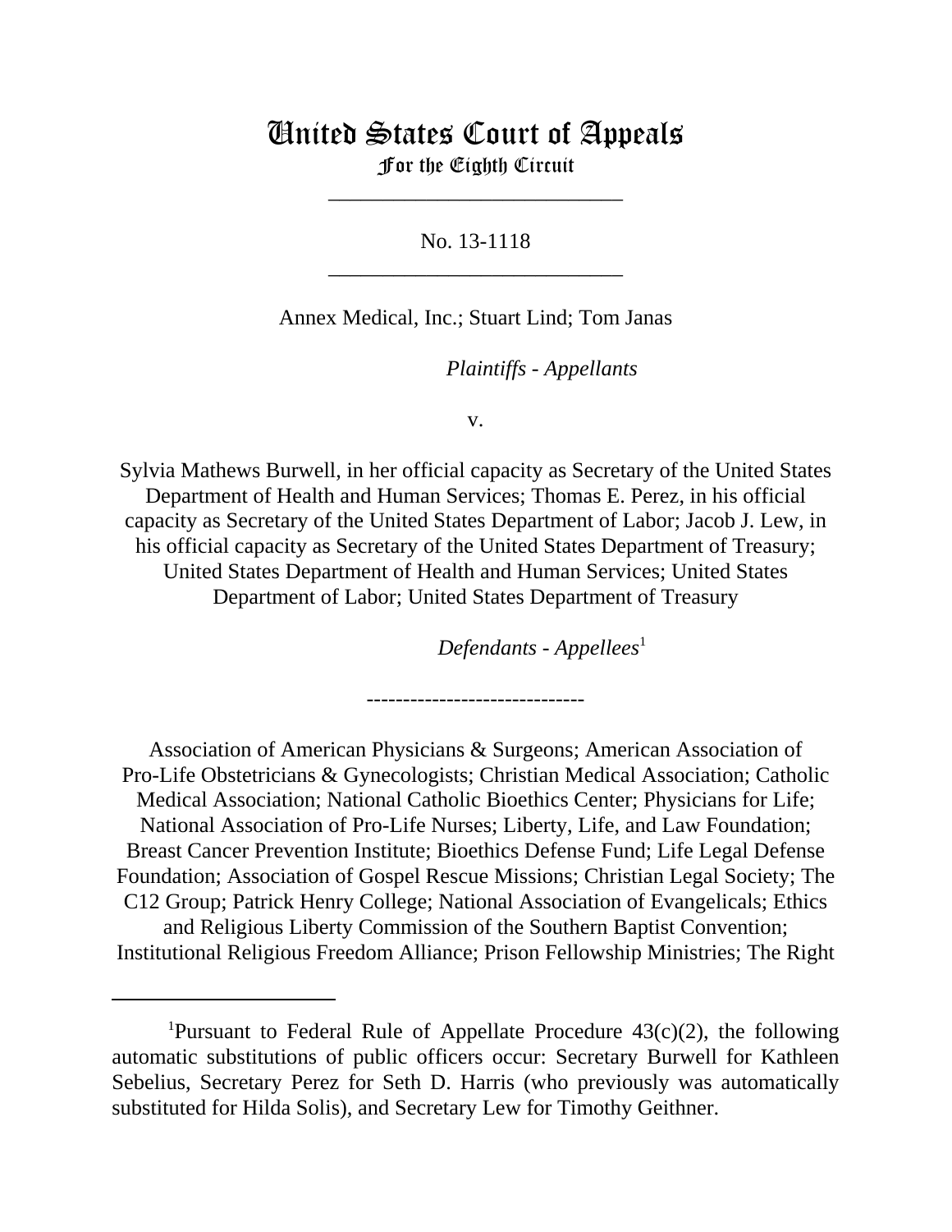# United States Court of Appeals
## For the Eighth Circuit

---

No. 13-1118

---

Annex Medical, Inc.; Stuart Lind; Tom Janas

*Plaintiffs - Appellants*

v.

Sylvia Mathews Burwell, in her official capacity as Secretary of the United States Department of Health and Human Services; Thomas E. Perez, in his official capacity as Secretary of the United States Department of Labor; Jacob J. Lew, in his official capacity as Secretary of the United States Department of Treasury; United States Department of Health and Human Services; United States Department of Labor; United States Department of Treasury

*Defendants - Appellees*[1]

------------------------------

Association of American Physicians & Surgeons; American Association of Pro-Life Obstetricians & Gynecologists; Christian Medical Association; Catholic Medical Association; National Catholic Bioethics Center; Physicians for Life; National Association of Pro-Life Nurses; Liberty, Life, and Law Foundation; Breast Cancer Prevention Institute; Bioethics Defense Fund; Life Legal Defense Foundation; Association of Gospel Rescue Missions; Christian Legal Society; The C12 Group; Patrick Henry College; National Association of Evangelicals; Ethics and Religious Liberty Commission of the Southern Baptist Convention; Institutional Religious Freedom Alliance; Prison Fellowship Ministries; The Right

---

[1]Pursuant to Federal Rule of Appellate Procedure 43(c)(2), the following automatic substitutions of public officers occur: Secretary Burwell for Kathleen Sebelius, Secretary Perez for Seth D. Harris (who previously was automatically substituted for Hilda Solis), and Secretary Lew for Timothy Geithner.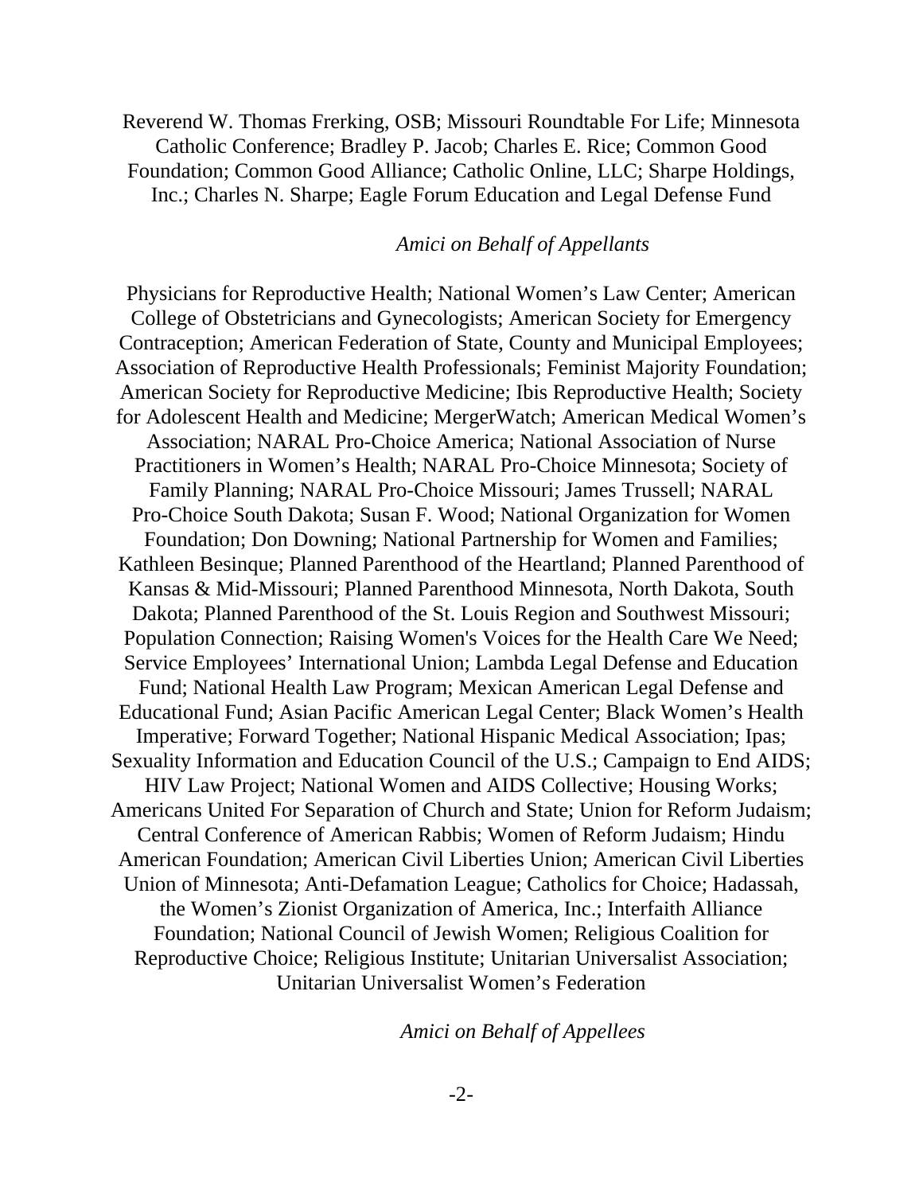Reverend W. Thomas Frerking, OSB; Missouri Roundtable For Life; Minnesota Catholic Conference; Bradley P. Jacob; Charles E. Rice; Common Good Foundation; Common Good Alliance; Catholic Online, LLC; Sharpe Holdings, Inc.; Charles N. Sharpe; Eagle Forum Education and Legal Defense Fund

*Amici on Behalf of Appellants*

Physicians for Reproductive Health; National Women's Law Center; American College of Obstetricians and Gynecologists; American Society for Emergency Contraception; American Federation of State, County and Municipal Employees; Association of Reproductive Health Professionals; Feminist Majority Foundation; American Society for Reproductive Medicine; Ibis Reproductive Health; Society for Adolescent Health and Medicine; MergerWatch; American Medical Women's Association; NARAL Pro-Choice America; National Association of Nurse Practitioners in Women's Health; NARAL Pro-Choice Minnesota; Society of Family Planning; NARAL Pro-Choice Missouri; James Trussell; NARAL Pro-Choice South Dakota; Susan F. Wood; National Organization for Women Foundation; Don Downing; National Partnership for Women and Families; Kathleen Besinque; Planned Parenthood of the Heartland; Planned Parenthood of Kansas & Mid-Missouri; Planned Parenthood Minnesota, North Dakota, South Dakota; Planned Parenthood of the St. Louis Region and Southwest Missouri; Population Connection; Raising Women's Voices for the Health Care We Need; Service Employees' International Union; Lambda Legal Defense and Education Fund; National Health Law Program; Mexican American Legal Defense and Educational Fund; Asian Pacific American Legal Center; Black Women's Health Imperative; Forward Together; National Hispanic Medical Association; Ipas; Sexuality Information and Education Council of the U.S.; Campaign to End AIDS; HIV Law Project; National Women and AIDS Collective; Housing Works; Americans United For Separation of Church and State; Union for Reform Judaism; Central Conference of American Rabbis; Women of Reform Judaism; Hindu American Foundation; American Civil Liberties Union; American Civil Liberties Union of Minnesota; Anti-Defamation League; Catholics for Choice; Hadassah, the Women's Zionist Organization of America, Inc.; Interfaith Alliance Foundation; National Council of Jewish Women; Religious Coalition for Reproductive Choice; Religious Institute; Unitarian Universalist Association; Unitarian Universalist Women's Federation

*Amici on Behalf of Appellees*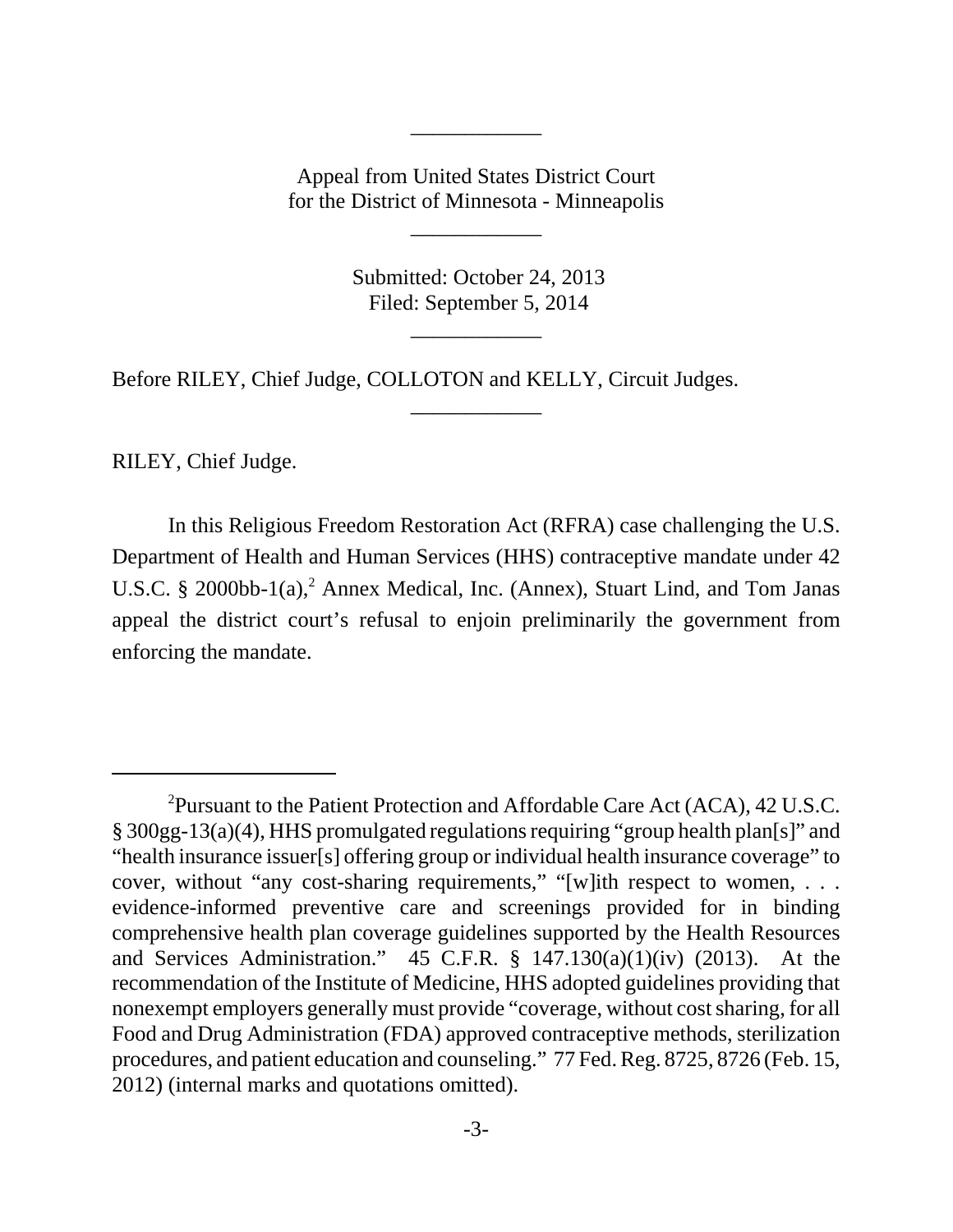Appeal from United States District Court
for the District of Minnesota - Minneapolis

Submitted: October 24, 2013
Filed: September 5, 2014

Before RILEY, Chief Judge, COLLOTON and KELLY, Circuit Judges.

RILEY, Chief Judge.

In this Religious Freedom Restoration Act (RFRA) case challenging the U.S. Department of Health and Human Services (HHS) contraceptive mandate under 42 U.S.C. § 2000bb-1(a),[2] Annex Medical, Inc. (Annex), Stuart Lind, and Tom Janas appeal the district court's refusal to enjoin preliminarily the government from enforcing the mandate.

---

[2]Pursuant to the Patient Protection and Affordable Care Act (ACA), 42 U.S.C. § 300gg-13(a)(4), HHS promulgated regulations requiring "group health plan[s]" and "health insurance issuer[s] offering group or individual health insurance coverage" to cover, without "any cost-sharing requirements," "[w]ith respect to women, . . . evidence-informed preventive care and screenings provided for in binding comprehensive health plan coverage guidelines supported by the Health Resources and Services Administration." 45 C.F.R. § 147.130(a)(1)(iv) (2013). At the recommendation of the Institute of Medicine, HHS adopted guidelines providing that nonexempt employers generally must provide "coverage, without cost sharing, for all Food and Drug Administration (FDA) approved contraceptive methods, sterilization procedures, and patient education and counseling." 77 Fed. Reg. 8725, 8726 (Feb. 15, 2012) (internal marks and quotations omitted).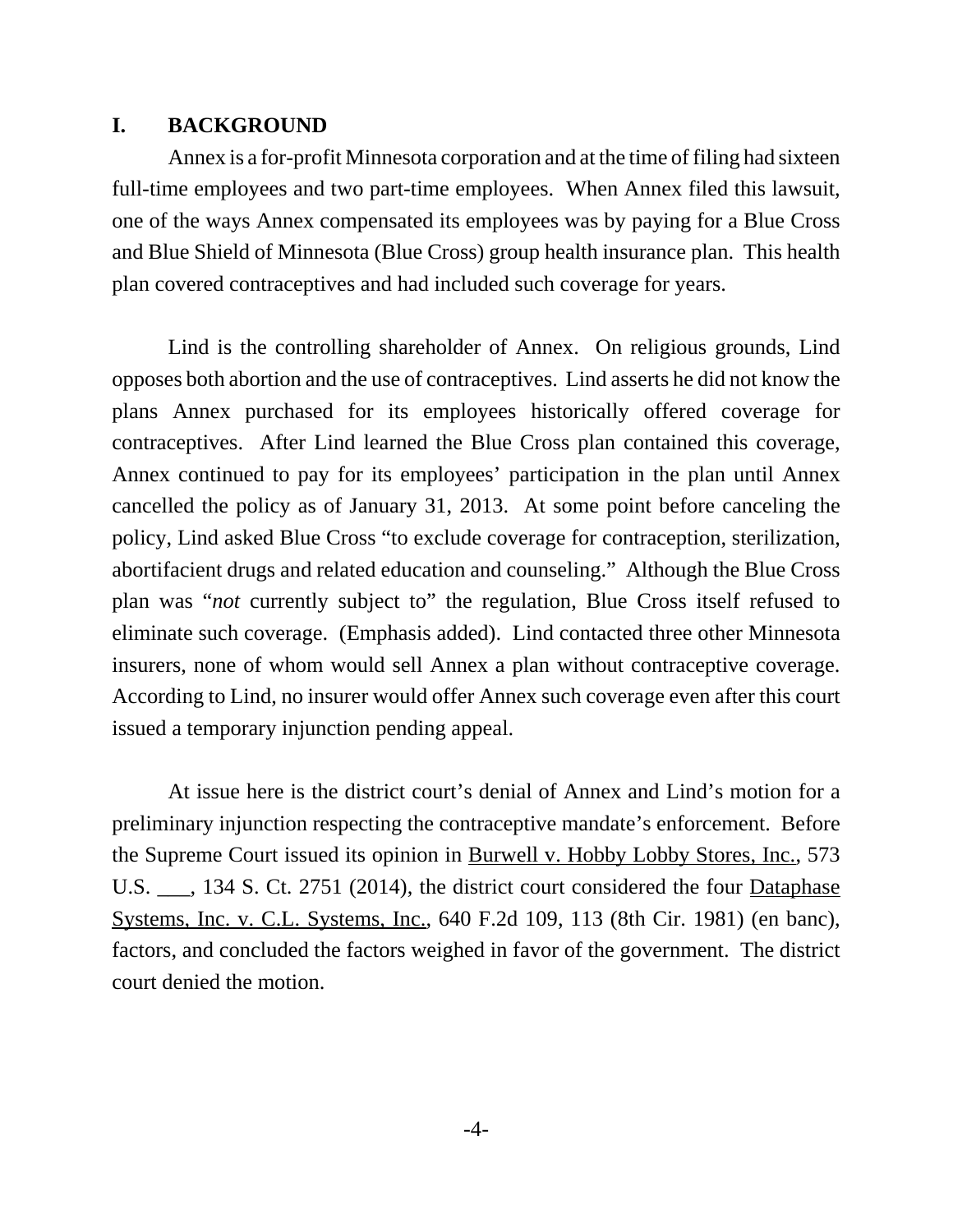## I. BACKGROUND

Annex is a for-profit Minnesota corporation and at the time of filing had sixteen full-time employees and two part-time employees. When Annex filed this lawsuit, one of the ways Annex compensated its employees was by paying for a Blue Cross and Blue Shield of Minnesota (Blue Cross) group health insurance plan. This health plan covered contraceptives and had included such coverage for years.

Lind is the controlling shareholder of Annex. On religious grounds, Lind opposes both abortion and the use of contraceptives. Lind asserts he did not know the plans Annex purchased for its employees historically offered coverage for contraceptives. After Lind learned the Blue Cross plan contained this coverage, Annex continued to pay for its employees' participation in the plan until Annex cancelled the policy as of January 31, 2013. At some point before canceling the policy, Lind asked Blue Cross "to exclude coverage for contraception, sterilization, abortifacient drugs and related education and counseling." Although the Blue Cross plan was "*not* currently subject to" the regulation, Blue Cross itself refused to eliminate such coverage. (Emphasis added). Lind contacted three other Minnesota insurers, none of whom would sell Annex a plan without contraceptive coverage. According to Lind, no insurer would offer Annex such coverage even after this court issued a temporary injunction pending appeal.

At issue here is the district court's denial of Annex and Lind's motion for a preliminary injunction respecting the contraceptive mandate's enforcement. Before the Supreme Court issued its opinion in Burwell v. Hobby Lobby Stores, Inc., 573 U.S. ___, 134 S. Ct. 2751 (2014), the district court considered the four Dataphase Systems, Inc. v. C.L. Systems, Inc., 640 F.2d 109, 113 (8th Cir. 1981) (en banc), factors, and concluded the factors weighed in favor of the government. The district court denied the motion.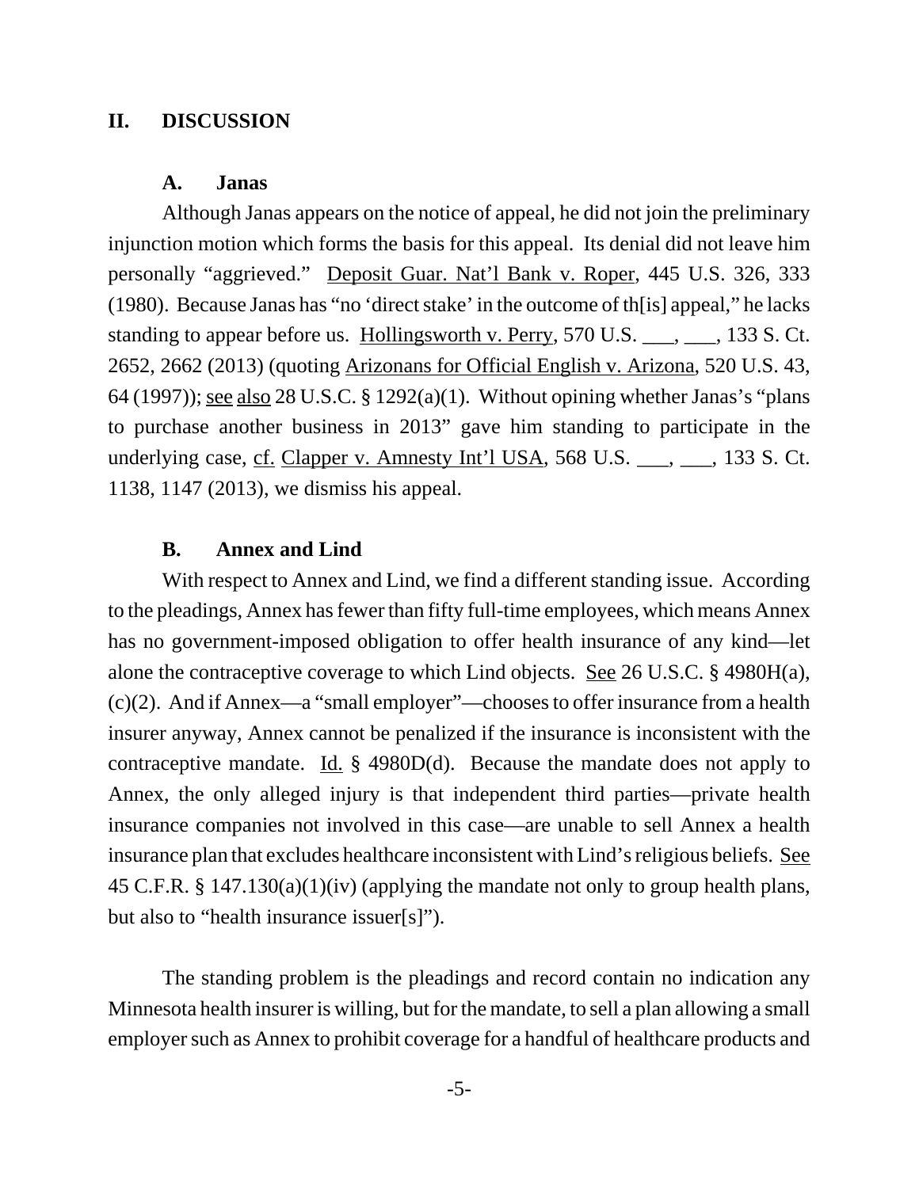## II. DISCUSSION

### A. Janas

Although Janas appears on the notice of appeal, he did not join the preliminary injunction motion which forms the basis for this appeal. Its denial did not leave him personally "aggrieved." Deposit Guar. Nat'l Bank v. Roper, 445 U.S. 326, 333 (1980). Because Janas has "no 'direct stake' in the outcome of th[is] appeal," he lacks standing to appear before us. Hollingsworth v. Perry, 570 U.S. ___, ___, 133 S. Ct. 2652, 2662 (2013) (quoting Arizonans for Official English v. Arizona, 520 U.S. 43, 64 (1997)); see also 28 U.S.C. § 1292(a)(1). Without opining whether Janas's "plans to purchase another business in 2013" gave him standing to participate in the underlying case, cf. Clapper v. Amnesty Int'l USA, 568 U.S. ___, ___, 133 S. Ct. 1138, 1147 (2013), we dismiss his appeal.

### B. Annex and Lind

With respect to Annex and Lind, we find a different standing issue. According to the pleadings, Annex has fewer than fifty full-time employees, which means Annex has no government-imposed obligation to offer health insurance of any kind—let alone the contraceptive coverage to which Lind objects. See 26 U.S.C. § 4980H(a), (c)(2). And if Annex—a "small employer"—chooses to offer insurance from a health insurer anyway, Annex cannot be penalized if the insurance is inconsistent with the contraceptive mandate. Id. § 4980D(d). Because the mandate does not apply to Annex, the only alleged injury is that independent third parties—private health insurance companies not involved in this case—are unable to sell Annex a health insurance plan that excludes healthcare inconsistent with Lind's religious beliefs. See 45 C.F.R. § 147.130(a)(1)(iv) (applying the mandate not only to group health plans, but also to "health insurance issuer[s]").

The standing problem is the pleadings and record contain no indication any Minnesota health insurer is willing, but for the mandate, to sell a plan allowing a small employer such as Annex to prohibit coverage for a handful of healthcare products and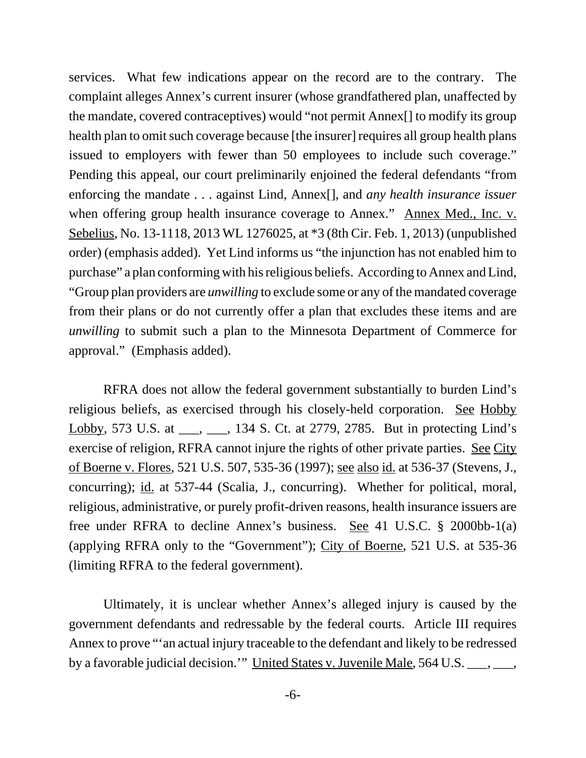services. What few indications appear on the record are to the contrary. The complaint alleges Annex's current insurer (whose grandfathered plan, unaffected by the mandate, covered contraceptives) would "not permit Annex[] to modify its group health plan to omit such coverage because [the insurer] requires all group health plans issued to employers with fewer than 50 employees to include such coverage." Pending this appeal, our court preliminarily enjoined the federal defendants "from enforcing the mandate . . . against Lind, Annex[], and *any health insurance issuer* when offering group health insurance coverage to Annex." Annex Med., Inc. v. Sebelius, No. 13-1118, 2013 WL 1276025, at *3 (8th Cir. Feb. 1, 2013) (unpublished order) (emphasis added). Yet Lind informs us "the injunction has not enabled him to purchase" a plan conforming with his religious beliefs. According to Annex and Lind, "Group plan providers are *unwilling* to exclude some or any of the mandated coverage from their plans or do not currently offer a plan that excludes these items and are *unwilling* to submit such a plan to the Minnesota Department of Commerce for approval." (Emphasis added).

RFRA does not allow the federal government substantially to burden Lind's religious beliefs, as exercised through his closely-held corporation. See Hobby Lobby, 573 U.S. at ___, ___, 134 S. Ct. at 2779, 2785. But in protecting Lind's exercise of religion, RFRA cannot injure the rights of other private parties. See City of Boerne v. Flores, 521 U.S. 507, 535-36 (1997); see also id. at 536-37 (Stevens, J., concurring); id. at 537-44 (Scalia, J., concurring). Whether for political, moral, religious, administrative, or purely profit-driven reasons, health insurance issuers are free under RFRA to decline Annex's business. See 41 U.S.C. § 2000bb-1(a) (applying RFRA only to the "Government"); City of Boerne, 521 U.S. at 535-36 (limiting RFRA to the federal government).

Ultimately, it is unclear whether Annex's alleged injury is caused by the government defendants and redressable by the federal courts. Article III requires Annex to prove "'an actual injury traceable to the defendant and likely to be redressed by a favorable judicial decision.'" United States v. Juvenile Male, 564 U.S. ___, ___,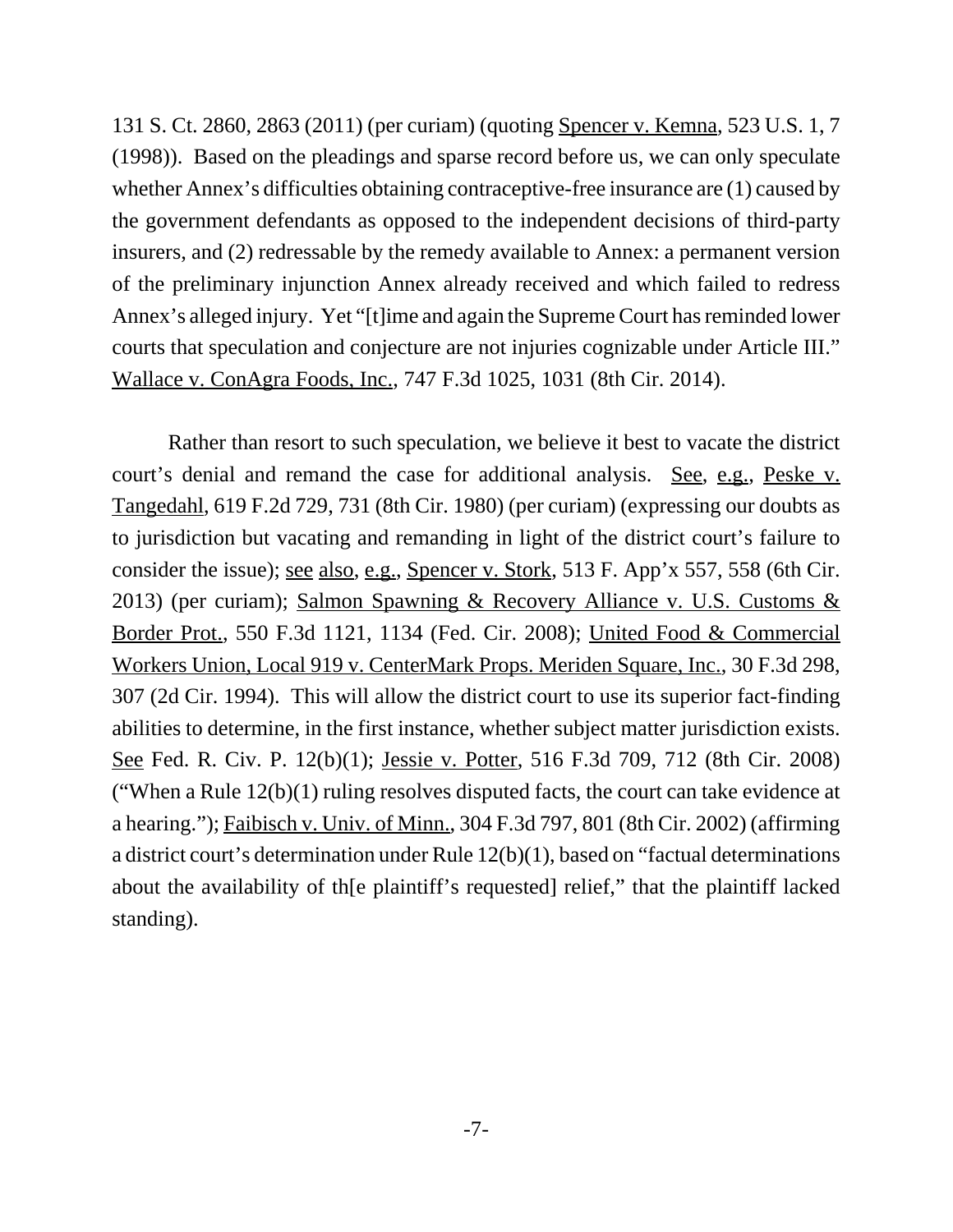131 S. Ct. 2860, 2863 (2011) (per curiam) (quoting Spencer v. Kemna, 523 U.S. 1, 7 (1998)). Based on the pleadings and sparse record before us, we can only speculate whether Annex's difficulties obtaining contraceptive-free insurance are (1) caused by the government defendants as opposed to the independent decisions of third-party insurers, and (2) redressable by the remedy available to Annex: a permanent version of the preliminary injunction Annex already received and which failed to redress Annex's alleged injury. Yet "[t]ime and again the Supreme Court has reminded lower courts that speculation and conjecture are not injuries cognizable under Article III." Wallace v. ConAgra Foods, Inc., 747 F.3d 1025, 1031 (8th Cir. 2014).

Rather than resort to such speculation, we believe it best to vacate the district court's denial and remand the case for additional analysis. See, e.g., Peske v. Tangedahl, 619 F.2d 729, 731 (8th Cir. 1980) (per curiam) (expressing our doubts as to jurisdiction but vacating and remanding in light of the district court's failure to consider the issue); see also, e.g., Spencer v. Stork, 513 F. App'x 557, 558 (6th Cir. 2013) (per curiam); Salmon Spawning & Recovery Alliance v. U.S. Customs & Border Prot., 550 F.3d 1121, 1134 (Fed. Cir. 2008); United Food & Commercial Workers Union, Local 919 v. CenterMark Props. Meriden Square, Inc., 30 F.3d 298, 307 (2d Cir. 1994). This will allow the district court to use its superior fact-finding abilities to determine, in the first instance, whether subject matter jurisdiction exists. See Fed. R. Civ. P. 12(b)(1); Jessie v. Potter, 516 F.3d 709, 712 (8th Cir. 2008) ("When a Rule 12(b)(1) ruling resolves disputed facts, the court can take evidence at a hearing."); Faibisch v. Univ. of Minn., 304 F.3d 797, 801 (8th Cir. 2002) (affirming a district court's determination under Rule 12(b)(1), based on "factual determinations about the availability of th[e plaintiff's requested] relief," that the plaintiff lacked standing).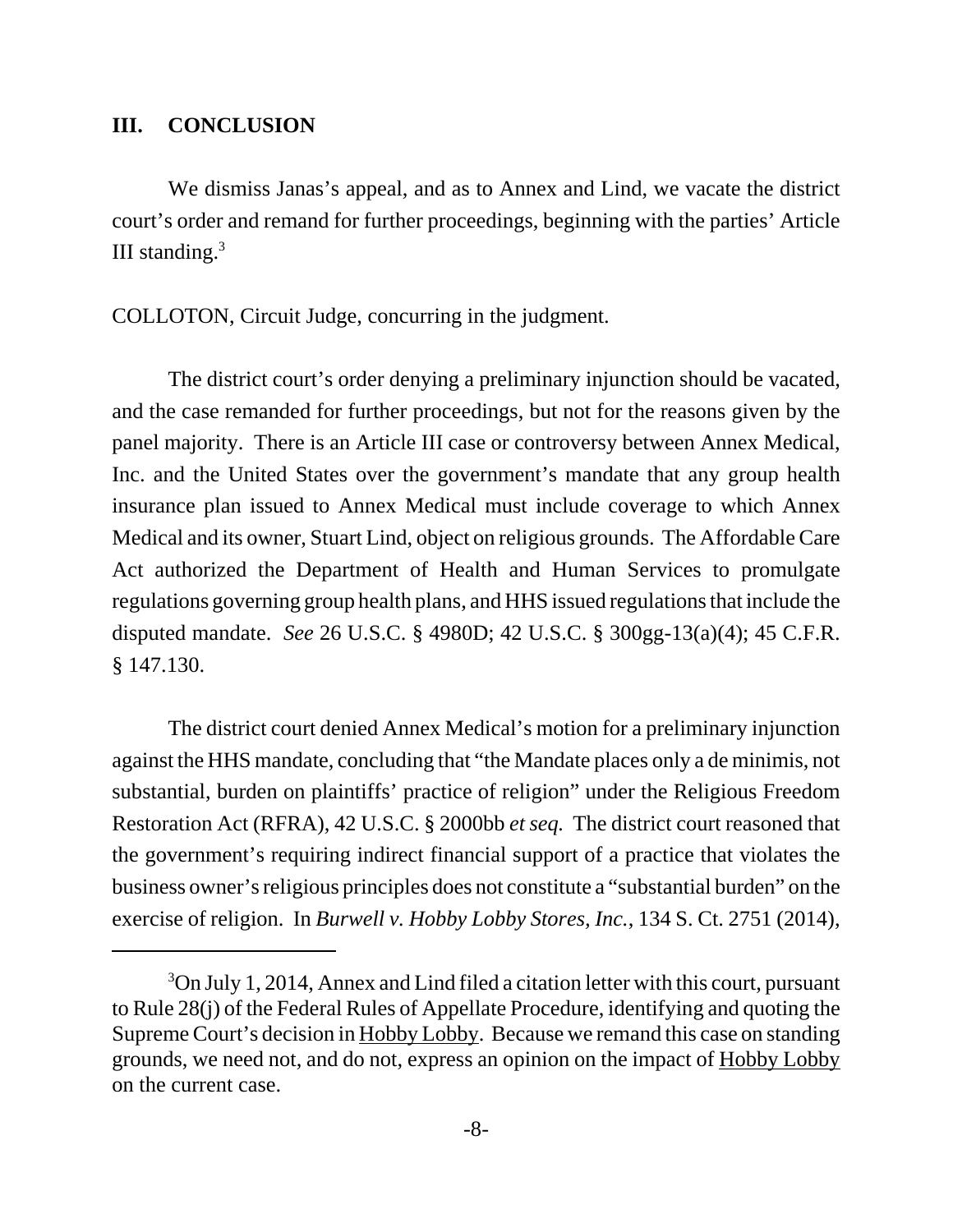## III. CONCLUSION

We dismiss Janas's appeal, and as to Annex and Lind, we vacate the district court's order and remand for further proceedings, beginning with the parties' Article III standing.[3]

COLLOTON, Circuit Judge, concurring in the judgment.

The district court's order denying a preliminary injunction should be vacated, and the case remanded for further proceedings, but not for the reasons given by the panel majority. There is an Article III case or controversy between Annex Medical, Inc. and the United States over the government's mandate that any group health insurance plan issued to Annex Medical must include coverage to which Annex Medical and its owner, Stuart Lind, object on religious grounds. The Affordable Care Act authorized the Department of Health and Human Services to promulgate regulations governing group health plans, and HHS issued regulations that include the disputed mandate. *See* 26 U.S.C. § 4980D; 42 U.S.C. § 300gg-13(a)(4); 45 C.F.R. § 147.130.

The district court denied Annex Medical's motion for a preliminary injunction against the HHS mandate, concluding that "the Mandate places only a de minimis, not substantial, burden on plaintiffs' practice of religion" under the Religious Freedom Restoration Act (RFRA), 42 U.S.C. § 2000bb *et seq.* The district court reasoned that the government's requiring indirect financial support of a practice that violates the business owner's religious principles does not constitute a "substantial burden" on the exercise of religion. In *Burwell v. Hobby Lobby Stores, Inc.*, 134 S. Ct. 2751 (2014),

---

[3] On July 1, 2014, Annex and Lind filed a citation letter with this court, pursuant to Rule 28(j) of the Federal Rules of Appellate Procedure, identifying and quoting the Supreme Court's decision in Hobby Lobby. Because we remand this case on standing grounds, we need not, and do not, express an opinion on the impact of Hobby Lobby on the current case.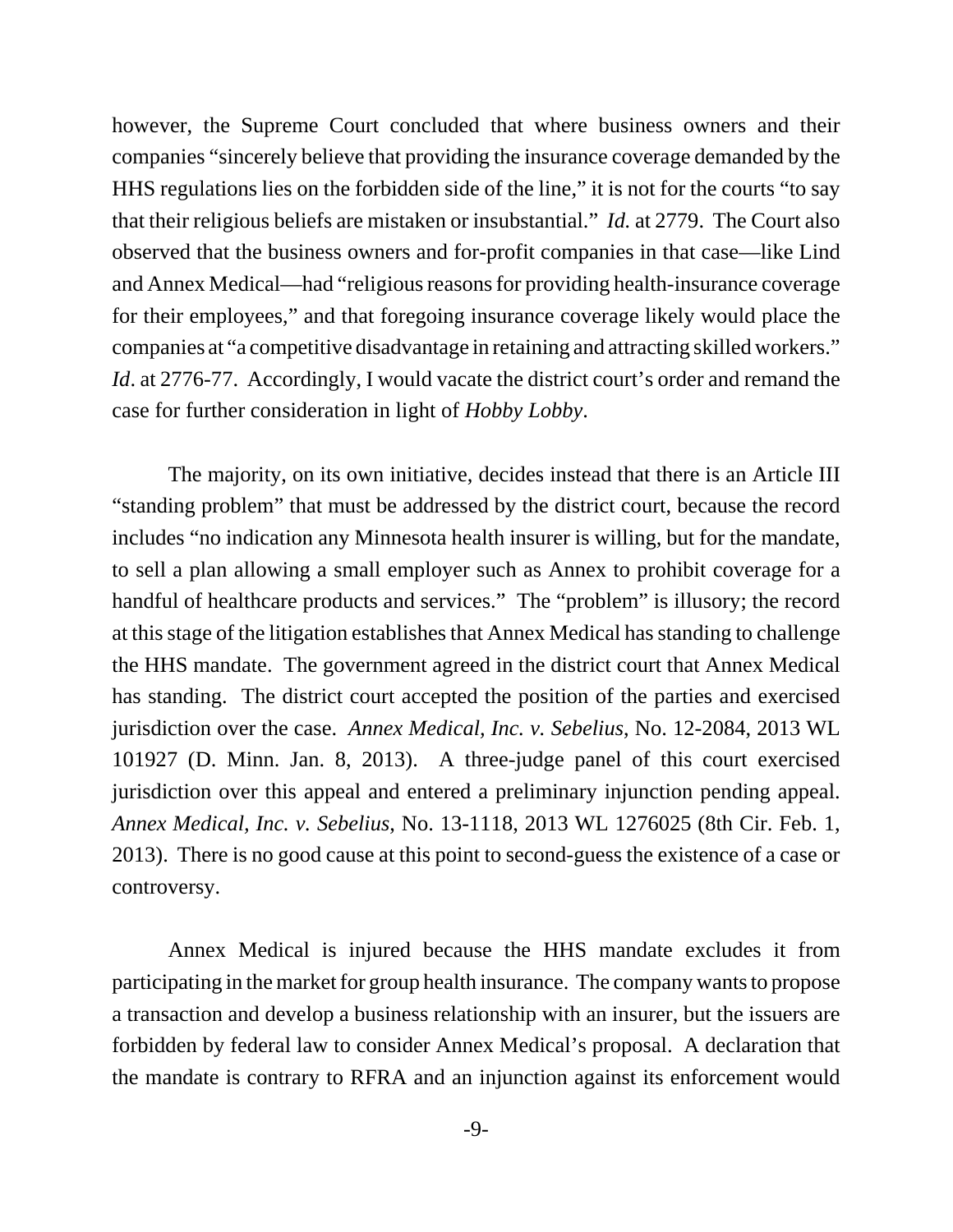however, the Supreme Court concluded that where business owners and their companies "sincerely believe that providing the insurance coverage demanded by the HHS regulations lies on the forbidden side of the line," it is not for the courts "to say that their religious beliefs are mistaken or insubstantial." *Id.* at 2779. The Court also observed that the business owners and for-profit companies in that case—like Lind and Annex Medical—had "religious reasons for providing health-insurance coverage for their employees," and that foregoing insurance coverage likely would place the companies at "a competitive disadvantage in retaining and attracting skilled workers." *Id*. at 2776-77. Accordingly, I would vacate the district court's order and remand the case for further consideration in light of *Hobby Lobby*.

The majority, on its own initiative, decides instead that there is an Article III "standing problem" that must be addressed by the district court, because the record includes "no indication any Minnesota health insurer is willing, but for the mandate, to sell a plan allowing a small employer such as Annex to prohibit coverage for a handful of healthcare products and services." The "problem" is illusory; the record at this stage of the litigation establishes that Annex Medical has standing to challenge the HHS mandate. The government agreed in the district court that Annex Medical has standing. The district court accepted the position of the parties and exercised jurisdiction over the case. *Annex Medical, Inc. v. Sebelius*, No. 12-2084, 2013 WL 101927 (D. Minn. Jan. 8, 2013). A three-judge panel of this court exercised jurisdiction over this appeal and entered a preliminary injunction pending appeal. *Annex Medical, Inc. v. Sebelius*, No. 13-1118, 2013 WL 1276025 (8th Cir. Feb. 1, 2013). There is no good cause at this point to second-guess the existence of a case or controversy.

Annex Medical is injured because the HHS mandate excludes it from participating in the market for group health insurance. The company wants to propose a transaction and develop a business relationship with an insurer, but the issuers are forbidden by federal law to consider Annex Medical's proposal. A declaration that the mandate is contrary to RFRA and an injunction against its enforcement would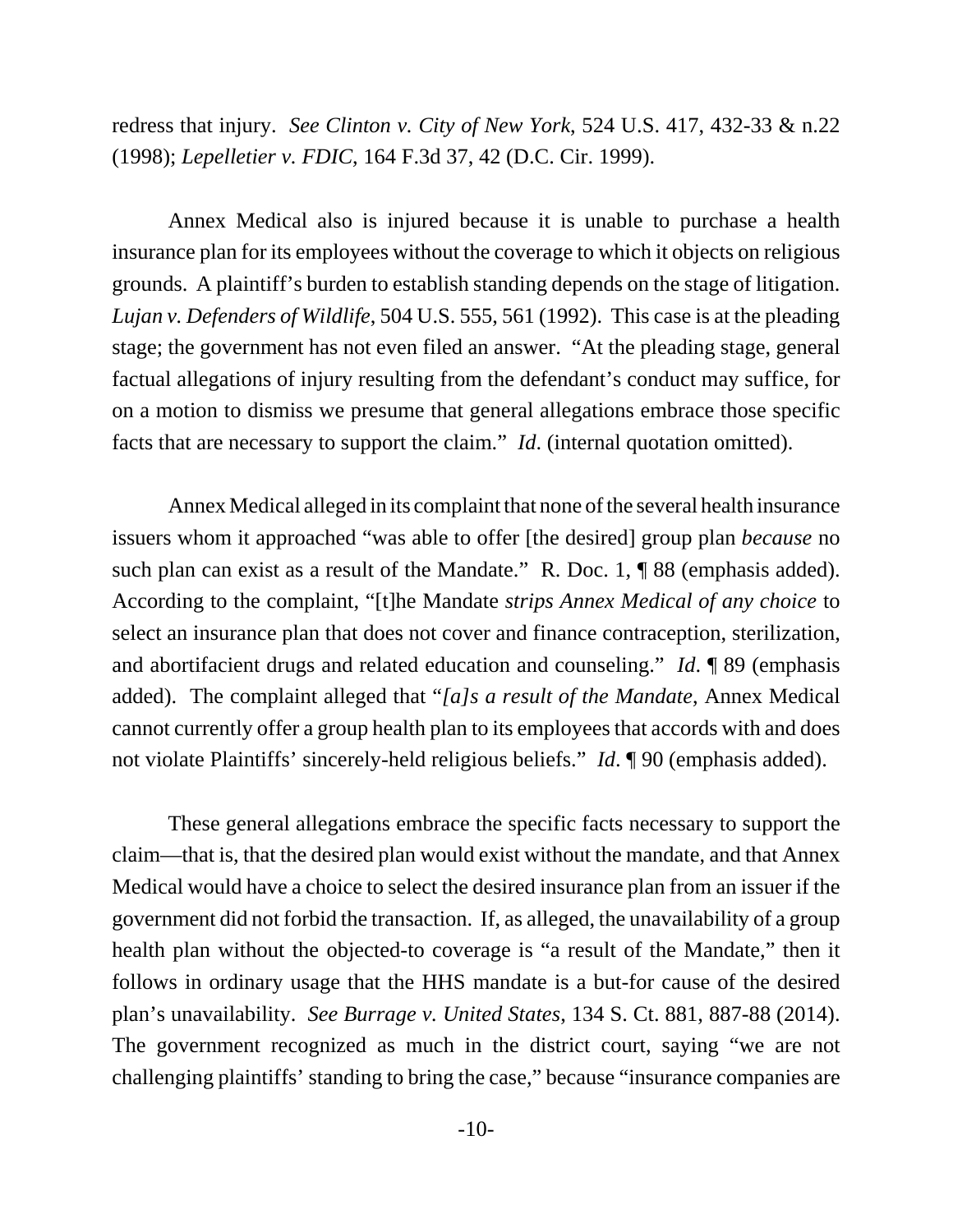redress that injury. *See Clinton v. City of New York*, 524 U.S. 417, 432-33 & n.22 (1998); *Lepelletier v. FDIC*, 164 F.3d 37, 42 (D.C. Cir. 1999).

Annex Medical also is injured because it is unable to purchase a health insurance plan for its employees without the coverage to which it objects on religious grounds. A plaintiff's burden to establish standing depends on the stage of litigation. *Lujan v. Defenders of Wildlife*, 504 U.S. 555, 561 (1992). This case is at the pleading stage; the government has not even filed an answer. "At the pleading stage, general factual allegations of injury resulting from the defendant's conduct may suffice, for on a motion to dismiss we presume that general allegations embrace those specific facts that are necessary to support the claim." *Id*. (internal quotation omitted).

Annex Medical alleged in its complaint that none of the several health insurance issuers whom it approached "was able to offer [the desired] group plan *because* no such plan can exist as a result of the Mandate." R. Doc. 1, ¶ 88 (emphasis added). According to the complaint, "[t]he Mandate *strips Annex Medical of any choice* to select an insurance plan that does not cover and finance contraception, sterilization, and abortifacient drugs and related education and counseling." *Id*. ¶ 89 (emphasis added). The complaint alleged that "*[a]s a result of the Mandate*, Annex Medical cannot currently offer a group health plan to its employees that accords with and does not violate Plaintiffs' sincerely-held religious beliefs." *Id*. ¶ 90 (emphasis added).

These general allegations embrace the specific facts necessary to support the claim—that is, that the desired plan would exist without the mandate, and that Annex Medical would have a choice to select the desired insurance plan from an issuer if the government did not forbid the transaction. If, as alleged, the unavailability of a group health plan without the objected-to coverage is "a result of the Mandate," then it follows in ordinary usage that the HHS mandate is a but-for cause of the desired plan's unavailability. *See Burrage v. United States*, 134 S. Ct. 881, 887-88 (2014). The government recognized as much in the district court, saying "we are not challenging plaintiffs' standing to bring the case," because "insurance companies are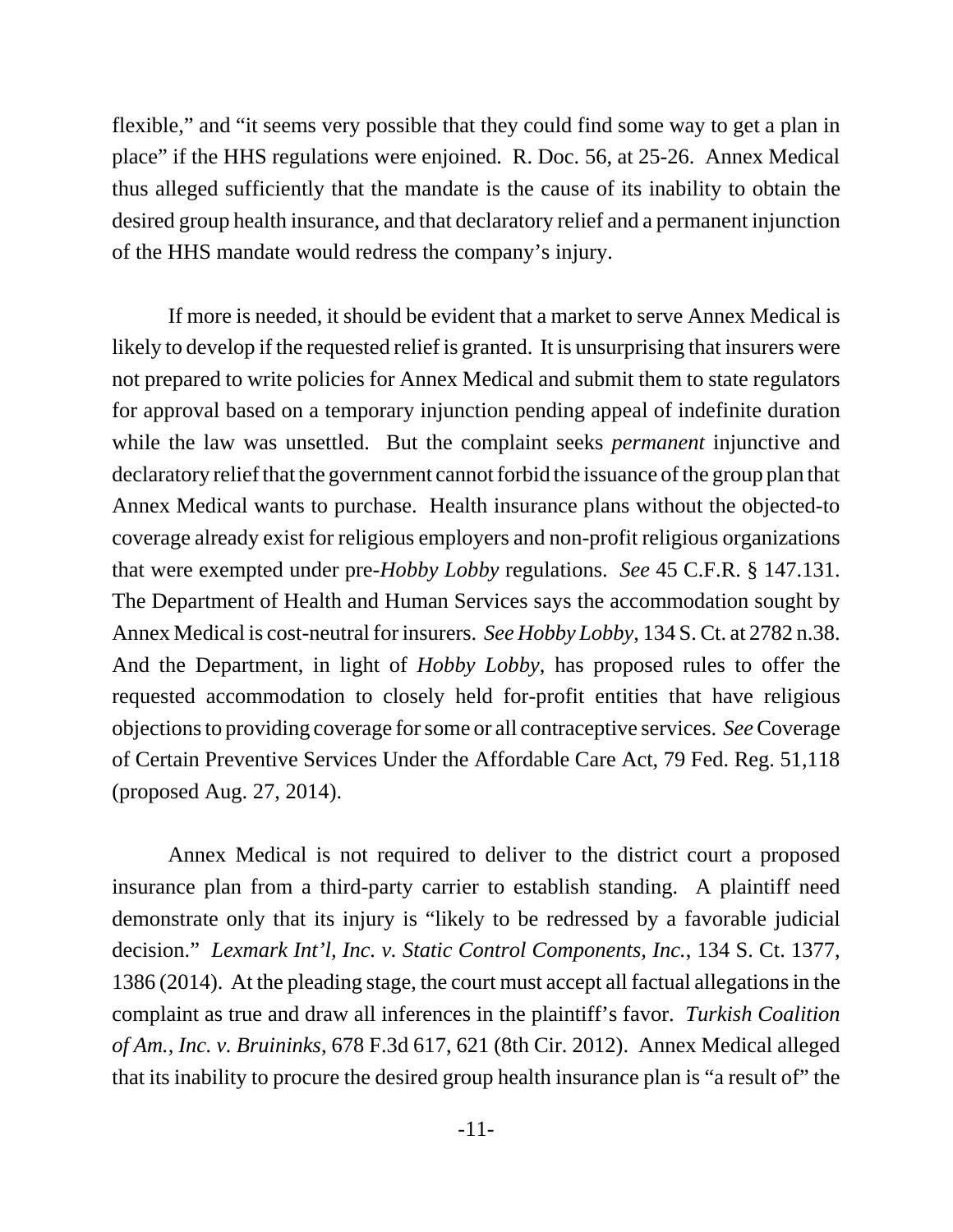flexible," and "it seems very possible that they could find some way to get a plan in place" if the HHS regulations were enjoined. R. Doc. 56, at 25-26. Annex Medical thus alleged sufficiently that the mandate is the cause of its inability to obtain the desired group health insurance, and that declaratory relief and a permanent injunction of the HHS mandate would redress the company's injury.

If more is needed, it should be evident that a market to serve Annex Medical is likely to develop if the requested relief is granted. It is unsurprising that insurers were not prepared to write policies for Annex Medical and submit them to state regulators for approval based on a temporary injunction pending appeal of indefinite duration while the law was unsettled. But the complaint seeks *permanent* injunctive and declaratory relief that the government cannot forbid the issuance of the group plan that Annex Medical wants to purchase. Health insurance plans without the objected-to coverage already exist for religious employers and non-profit religious organizations that were exempted under pre-*Hobby Lobby* regulations. *See* 45 C.F.R. § 147.131. The Department of Health and Human Services says the accommodation sought by Annex Medical is cost-neutral for insurers. *See Hobby Lobby*, 134 S. Ct. at 2782 n.38. And the Department, in light of *Hobby Lobby*, has proposed rules to offer the requested accommodation to closely held for-profit entities that have religious objections to providing coverage for some or all contraceptive services. *See* Coverage of Certain Preventive Services Under the Affordable Care Act, 79 Fed. Reg. 51,118 (proposed Aug. 27, 2014).

Annex Medical is not required to deliver to the district court a proposed insurance plan from a third-party carrier to establish standing. A plaintiff need demonstrate only that its injury is "likely to be redressed by a favorable judicial decision." *Lexmark Int'l, Inc. v. Static Control Components, Inc.*, 134 S. Ct. 1377, 1386 (2014). At the pleading stage, the court must accept all factual allegations in the complaint as true and draw all inferences in the plaintiff's favor. *Turkish Coalition of Am., Inc. v. Bruininks*, 678 F.3d 617, 621 (8th Cir. 2012). Annex Medical alleged that its inability to procure the desired group health insurance plan is "a result of" the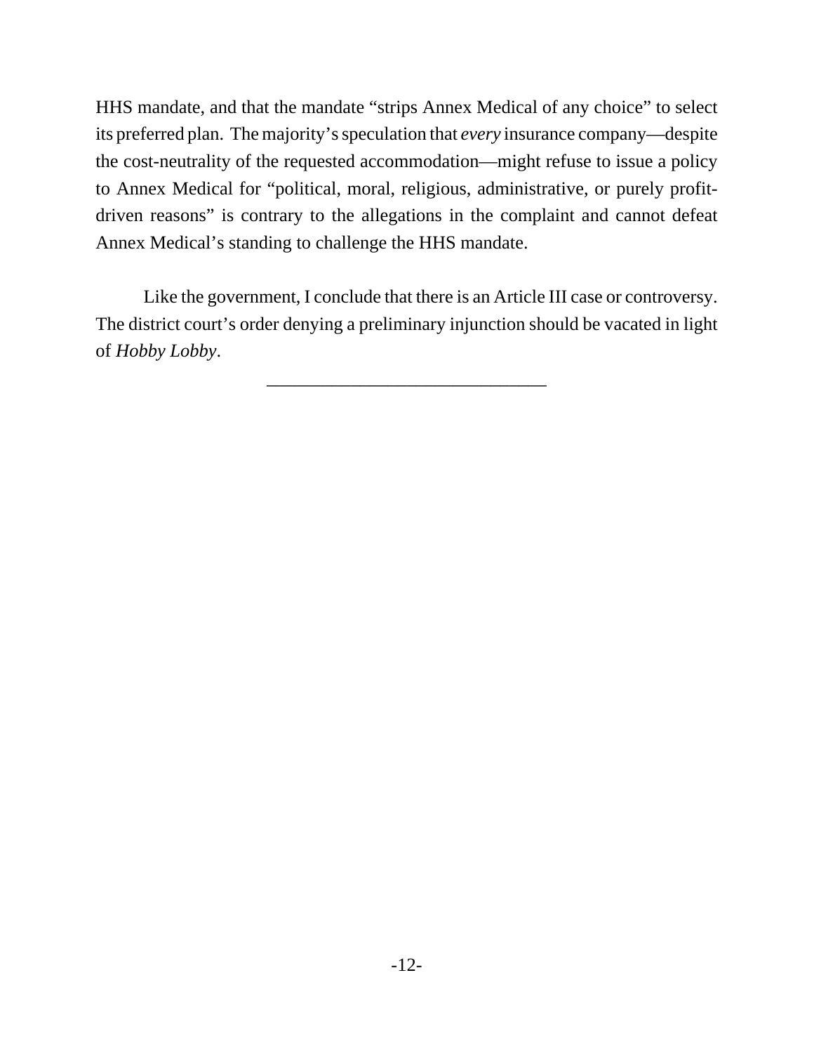HHS mandate, and that the mandate "strips Annex Medical of any choice" to select its preferred plan. The majority's speculation that *every* insurance company—despite the cost-neutrality of the requested accommodation—might refuse to issue a policy to Annex Medical for "political, moral, religious, administrative, or purely profit-driven reasons" is contrary to the allegations in the complaint and cannot defeat Annex Medical's standing to challenge the HHS mandate.

Like the government, I conclude that there is an Article III case or controversy. The district court's order denying a preliminary injunction should be vacated in light of *Hobby Lobby*.

______________________________